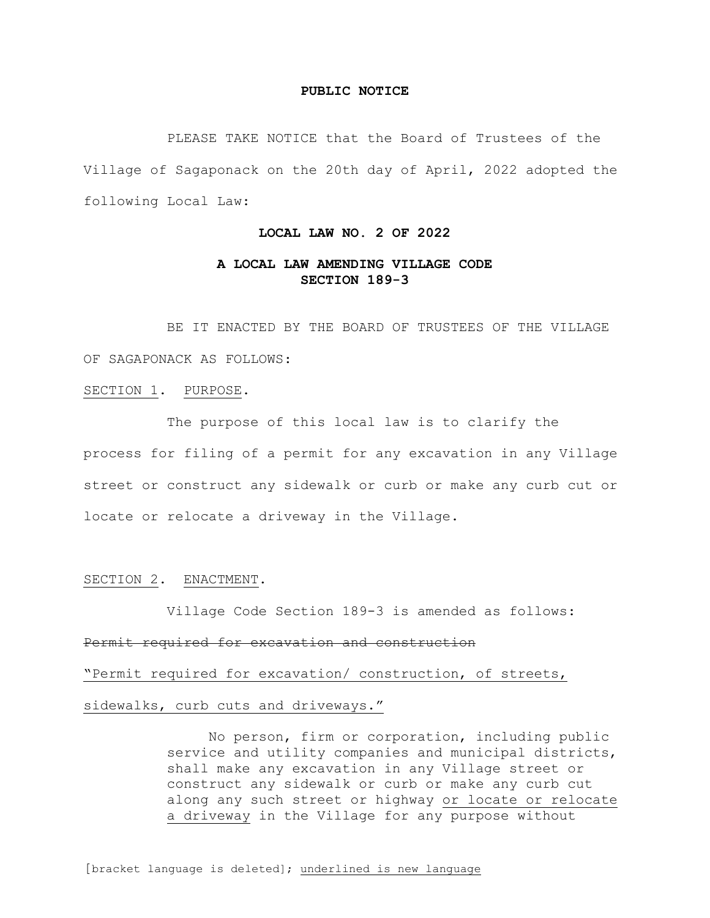**PUBLIC NOTICE**

PLEASE TAKE NOTICE that the Board of Trustees of the Village of Sagaponack on the 20th day of April, 2022 adopted the following Local Law:

**LOCAL LAW NO. 2 OF 2022**

**A LOCAL LAW AMENDING VILLAGE CODE SECTION 189-3**

BE IT ENACTED BY THE BOARD OF TRUSTEES OF THE VILLAGE OF SAGAPONACK AS FOLLOWS:

<u>SECTION 1</u>. <u>PURPOSE</u>.

The purpose of this local law is to clarify the process for filing of a permit for any excavation in any Village street or construct any sidewalk or curb or make any curb cut or locate or relocate a driveway in the Village.

<u>SECTION 2</u>. <u>ENACTMENT</u>.

Village Code Section 189-3 is amended as follows:

~~Permit required for excavation and construction~~

<u>"Permit required for excavation/ construction, of streets, sidewalks, curb cuts and driveways."</u>

> No person, firm or corporation, including public service and utility companies and municipal districts, shall make any excavation in any Village street or construct any sidewalk or curb or make any curb cut along any such street or highway <u>or locate or relocate a driveway</u> in the Village for any purpose without

[bracket language is deleted]; <u>underlined is new language</u>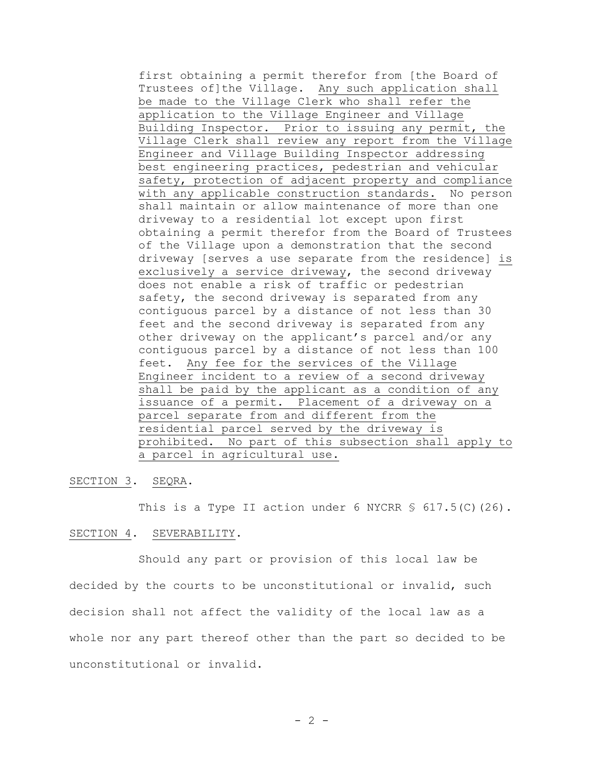first obtaining a permit therefor from [the Board of Trustees of]the Village. Any such application shall be made to the Village Clerk who shall refer the application to the Village Engineer and Village Building Inspector. Prior to issuing any permit, the Village Clerk shall review any report from the Village Engineer and Village Building Inspector addressing best engineering practices, pedestrian and vehicular safety, protection of adjacent property and compliance with any applicable construction standards. No person shall maintain or allow maintenance of more than one driveway to a residential lot except upon first obtaining a permit therefor from the Board of Trustees of the Village upon a demonstration that the second driveway [serves a use separate from the residence] is exclusively a service driveway, the second driveway does not enable a risk of traffic or pedestrian safety, the second driveway is separated from any contiguous parcel by a distance of not less than 30 feet and the second driveway is separated from any other driveway on the applicant's parcel and/or any contiguous parcel by a distance of not less than 100 feet. Any fee for the services of the Village Engineer incident to a review of a second driveway shall be paid by the applicant as a condition of any issuance of a permit. Placement of a driveway on a parcel separate from and different from the residential parcel served by the driveway is prohibited. No part of this subsection shall apply to a parcel in agricultural use.

SECTION 3. SEQRA.

This is a Type II action under 6 NYCRR § 617.5(C)(26).

SECTION 4. SEVERABILITY.

Should any part or provision of this local law be decided by the courts to be unconstitutional or invalid, such decision shall not affect the validity of the local law as a whole nor any part thereof other than the part so decided to be unconstitutional or invalid.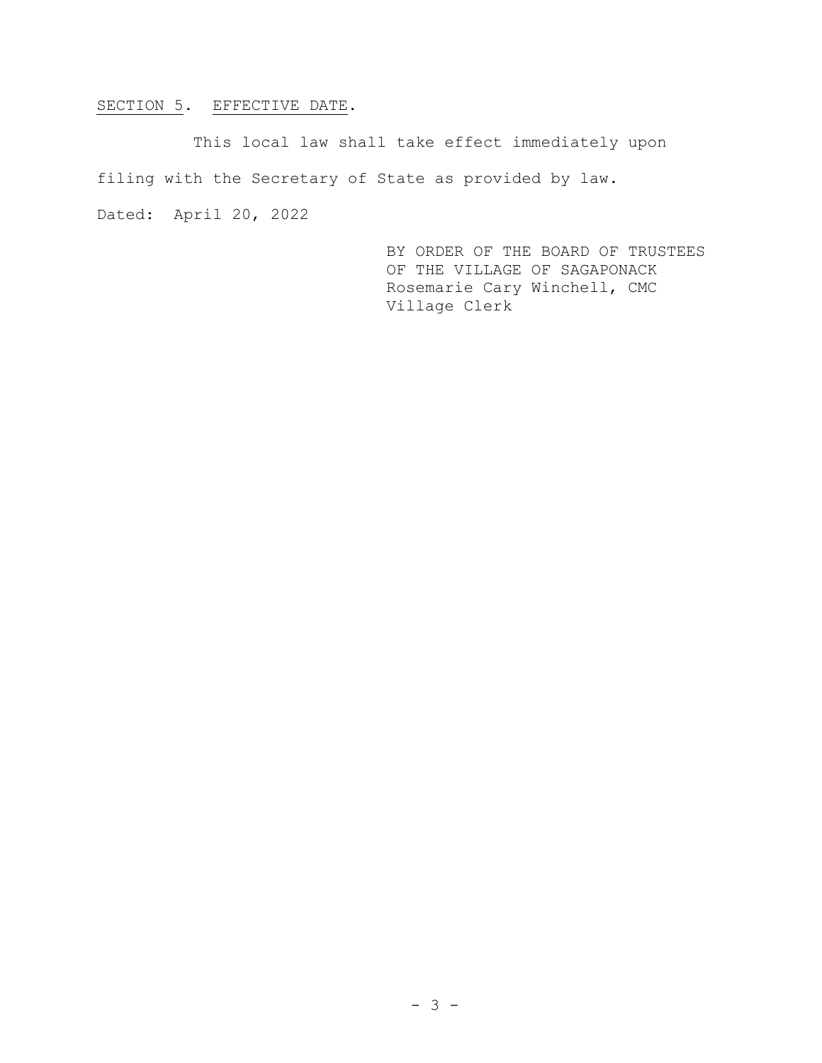SECTION 5. EFFECTIVE DATE.

This local law shall take effect immediately upon filing with the Secretary of State as provided by law.

Dated: April 20, 2022

BY ORDER OF THE BOARD OF TRUSTEES
OF THE VILLAGE OF SAGAPONACK
Rosemarie Cary Winchell, CMC
Village Clerk